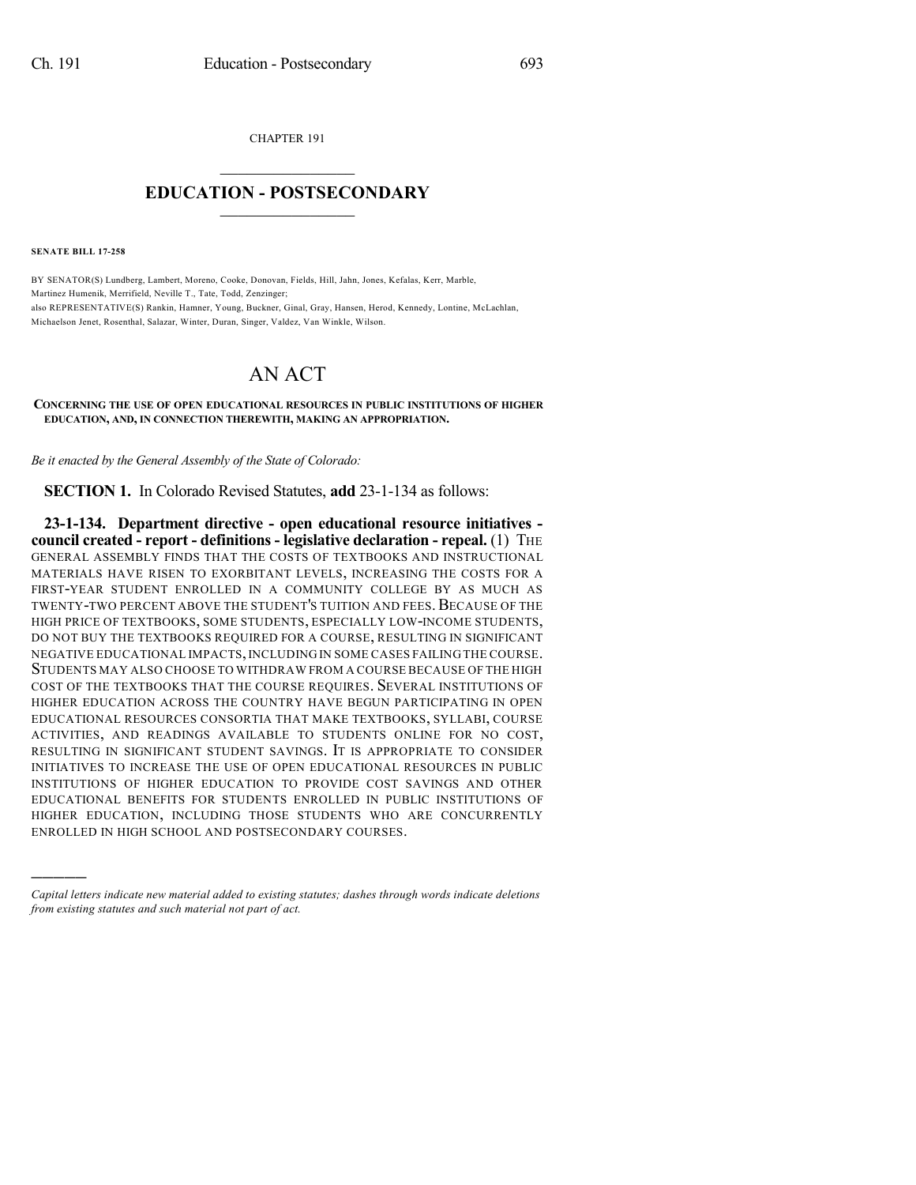CHAPTER 191

# EDUCATION - POSTSECONDARY

**SENATE BILL 17-258**

BY SENATOR(S) Lundberg, Lambert, Moreno, Cooke, Donovan, Fields, Hill, Jahn, Jones, Kefalas, Kerr, Marble, Martinez Humenik, Merrifield, Neville T., Tate, Todd, Zenzinger;
also REPRESENTATIVE(S) Rankin, Hamner, Young, Buckner, Ginal, Gray, Hansen, Herod, Kennedy, Lontine, McLachlan, Michaelson Jenet, Rosenthal, Salazar, Winter, Duran, Singer, Valdez, Van Winkle, Wilson.

# AN ACT

**CONCERNING THE USE OF OPEN EDUCATIONAL RESOURCES IN PUBLIC INSTITUTIONS OF HIGHER EDUCATION, AND, IN CONNECTION THEREWITH, MAKING AN APPROPRIATION.**

*Be it enacted by the General Assembly of the State of Colorado:*

**SECTION 1.** In Colorado Revised Statutes, **add** 23-1-134 as follows:

**23-1-134. Department directive - open educational resource initiatives - council created - report - definitions - legislative declaration - repeal.** (1) THE GENERAL ASSEMBLY FINDS THAT THE COSTS OF TEXTBOOKS AND INSTRUCTIONAL MATERIALS HAVE RISEN TO EXORBITANT LEVELS, INCREASING THE COSTS FOR A FIRST-YEAR STUDENT ENROLLED IN A COMMUNITY COLLEGE BY AS MUCH AS TWENTY-TWO PERCENT ABOVE THE STUDENT'S TUITION AND FEES. BECAUSE OF THE HIGH PRICE OF TEXTBOOKS, SOME STUDENTS, ESPECIALLY LOW-INCOME STUDENTS, DO NOT BUY THE TEXTBOOKS REQUIRED FOR A COURSE, RESULTING IN SIGNIFICANT NEGATIVE EDUCATIONAL IMPACTS, INCLUDING IN SOME CASES FAILING THE COURSE. STUDENTS MAY ALSO CHOOSE TO WITHDRAW FROM A COURSE BECAUSE OF THE HIGH COST OF THE TEXTBOOKS THAT THE COURSE REQUIRES. SEVERAL INSTITUTIONS OF HIGHER EDUCATION ACROSS THE COUNTRY HAVE BEGUN PARTICIPATING IN OPEN EDUCATIONAL RESOURCES CONSORTIA THAT MAKE TEXTBOOKS, SYLLABI, COURSE ACTIVITIES, AND READINGS AVAILABLE TO STUDENTS ONLINE FOR NO COST, RESULTING IN SIGNIFICANT STUDENT SAVINGS. IT IS APPROPRIATE TO CONSIDER INITIATIVES TO INCREASE THE USE OF OPEN EDUCATIONAL RESOURCES IN PUBLIC INSTITUTIONS OF HIGHER EDUCATION TO PROVIDE COST SAVINGS AND OTHER EDUCATIONAL BENEFITS FOR STUDENTS ENROLLED IN PUBLIC INSTITUTIONS OF HIGHER EDUCATION, INCLUDING THOSE STUDENTS WHO ARE CONCURRENTLY ENROLLED IN HIGH SCHOOL AND POSTSECONDARY COURSES.

---

*Capital letters indicate new material added to existing statutes; dashes through words indicate deletions from existing statutes and such material not part of act.*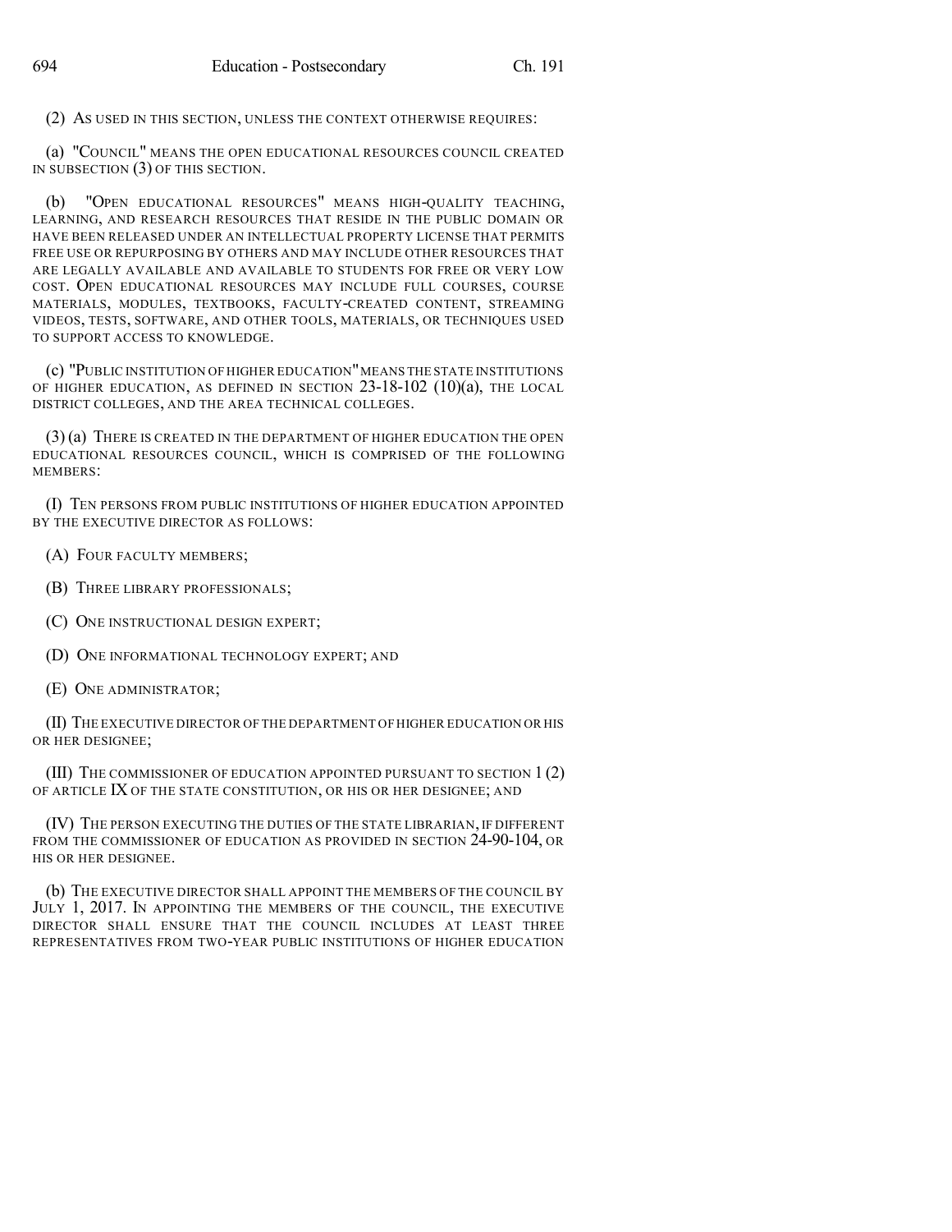(2) AS USED IN THIS SECTION, UNLESS THE CONTEXT OTHERWISE REQUIRES:

(a) "COUNCIL" MEANS THE OPEN EDUCATIONAL RESOURCES COUNCIL CREATED IN SUBSECTION (3) OF THIS SECTION.

(b) "OPEN EDUCATIONAL RESOURCES" MEANS HIGH-QUALITY TEACHING, LEARNING, AND RESEARCH RESOURCES THAT RESIDE IN THE PUBLIC DOMAIN OR HAVE BEEN RELEASED UNDER AN INTELLECTUAL PROPERTY LICENSE THAT PERMITS FREE USE OR REPURPOSING BY OTHERS AND MAY INCLUDE OTHER RESOURCES THAT ARE LEGALLY AVAILABLE AND AVAILABLE TO STUDENTS FOR FREE OR VERY LOW COST. OPEN EDUCATIONAL RESOURCES MAY INCLUDE FULL COURSES, COURSE MATERIALS, MODULES, TEXTBOOKS, FACULTY-CREATED CONTENT, STREAMING VIDEOS, TESTS, SOFTWARE, AND OTHER TOOLS, MATERIALS, OR TECHNIQUES USED TO SUPPORT ACCESS TO KNOWLEDGE.

(c) "PUBLIC INSTITUTION OF HIGHER EDUCATION" MEANS THE STATE INSTITUTIONS OF HIGHER EDUCATION, AS DEFINED IN SECTION 23-18-102 (10)(a), THE LOCAL DISTRICT COLLEGES, AND THE AREA TECHNICAL COLLEGES.

(3) (a) THERE IS CREATED IN THE DEPARTMENT OF HIGHER EDUCATION THE OPEN EDUCATIONAL RESOURCES COUNCIL, WHICH IS COMPRISED OF THE FOLLOWING MEMBERS:

(I) TEN PERSONS FROM PUBLIC INSTITUTIONS OF HIGHER EDUCATION APPOINTED BY THE EXECUTIVE DIRECTOR AS FOLLOWS:

(A) FOUR FACULTY MEMBERS;

(B) THREE LIBRARY PROFESSIONALS;

(C) ONE INSTRUCTIONAL DESIGN EXPERT;

(D) ONE INFORMATIONAL TECHNOLOGY EXPERT; AND

(E) ONE ADMINISTRATOR;

(II) THE EXECUTIVE DIRECTOR OF THE DEPARTMENT OF HIGHER EDUCATION OR HIS OR HER DESIGNEE;

(III) THE COMMISSIONER OF EDUCATION APPOINTED PURSUANT TO SECTION 1 (2) OF ARTICLE IX OF THE STATE CONSTITUTION, OR HIS OR HER DESIGNEE; AND

(IV) THE PERSON EXECUTING THE DUTIES OF THE STATE LIBRARIAN, IF DIFFERENT FROM THE COMMISSIONER OF EDUCATION AS PROVIDED IN SECTION 24-90-104, OR HIS OR HER DESIGNEE.

(b) THE EXECUTIVE DIRECTOR SHALL APPOINT THE MEMBERS OF THE COUNCIL BY JULY 1, 2017. IN APPOINTING THE MEMBERS OF THE COUNCIL, THE EXECUTIVE DIRECTOR SHALL ENSURE THAT THE COUNCIL INCLUDES AT LEAST THREE REPRESENTATIVES FROM TWO-YEAR PUBLIC INSTITUTIONS OF HIGHER EDUCATION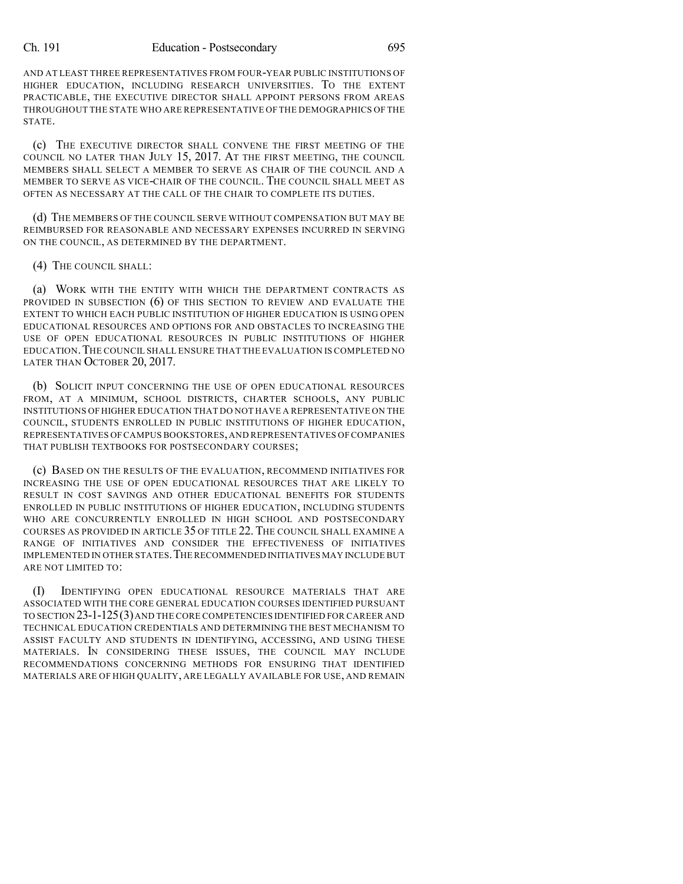AND AT LEAST THREE REPRESENTATIVES FROM FOUR-YEAR PUBLIC INSTITUTIONS OF HIGHER EDUCATION, INCLUDING RESEARCH UNIVERSITIES. TO THE EXTENT PRACTICABLE, THE EXECUTIVE DIRECTOR SHALL APPOINT PERSONS FROM AREAS THROUGHOUT THE STATE WHO ARE REPRESENTATIVE OF THE DEMOGRAPHICS OF THE STATE.

(c) THE EXECUTIVE DIRECTOR SHALL CONVENE THE FIRST MEETING OF THE COUNCIL NO LATER THAN JULY 15, 2017. AT THE FIRST MEETING, THE COUNCIL MEMBERS SHALL SELECT A MEMBER TO SERVE AS CHAIR OF THE COUNCIL AND A MEMBER TO SERVE AS VICE-CHAIR OF THE COUNCIL. THE COUNCIL SHALL MEET AS OFTEN AS NECESSARY AT THE CALL OF THE CHAIR TO COMPLETE ITS DUTIES.

(d) THE MEMBERS OF THE COUNCIL SERVE WITHOUT COMPENSATION BUT MAY BE REIMBURSED FOR REASONABLE AND NECESSARY EXPENSES INCURRED IN SERVING ON THE COUNCIL, AS DETERMINED BY THE DEPARTMENT.

(4) THE COUNCIL SHALL:

(a) WORK WITH THE ENTITY WITH WHICH THE DEPARTMENT CONTRACTS AS PROVIDED IN SUBSECTION (6) OF THIS SECTION TO REVIEW AND EVALUATE THE EXTENT TO WHICH EACH PUBLIC INSTITUTION OF HIGHER EDUCATION IS USING OPEN EDUCATIONAL RESOURCES AND OPTIONS FOR AND OBSTACLES TO INCREASING THE USE OF OPEN EDUCATIONAL RESOURCES IN PUBLIC INSTITUTIONS OF HIGHER EDUCATION. THE COUNCIL SHALL ENSURE THAT THE EVALUATION IS COMPLETED NO LATER THAN OCTOBER 20, 2017.

(b) SOLICIT INPUT CONCERNING THE USE OF OPEN EDUCATIONAL RESOURCES FROM, AT A MINIMUM, SCHOOL DISTRICTS, CHARTER SCHOOLS, ANY PUBLIC INSTITUTIONS OF HIGHER EDUCATION THAT DO NOT HAVE A REPRESENTATIVE ON THE COUNCIL, STUDENTS ENROLLED IN PUBLIC INSTITUTIONS OF HIGHER EDUCATION, REPRESENTATIVES OF CAMPUS BOOKSTORES, AND REPRESENTATIVES OF COMPANIES THAT PUBLISH TEXTBOOKS FOR POSTSECONDARY COURSES;

(c) BASED ON THE RESULTS OF THE EVALUATION, RECOMMEND INITIATIVES FOR INCREASING THE USE OF OPEN EDUCATIONAL RESOURCES THAT ARE LIKELY TO RESULT IN COST SAVINGS AND OTHER EDUCATIONAL BENEFITS FOR STUDENTS ENROLLED IN PUBLIC INSTITUTIONS OF HIGHER EDUCATION, INCLUDING STUDENTS WHO ARE CONCURRENTLY ENROLLED IN HIGH SCHOOL AND POSTSECONDARY COURSES AS PROVIDED IN ARTICLE 35 OF TITLE 22. THE COUNCIL SHALL EXAMINE A RANGE OF INITIATIVES AND CONSIDER THE EFFECTIVENESS OF INITIATIVES IMPLEMENTED IN OTHER STATES. THE RECOMMENDED INITIATIVES MAY INCLUDE BUT ARE NOT LIMITED TO:

(I) IDENTIFYING OPEN EDUCATIONAL RESOURCE MATERIALS THAT ARE ASSOCIATED WITH THE CORE GENERAL EDUCATION COURSES IDENTIFIED PURSUANT TO SECTION 23-1-125 (3) AND THE CORE COMPETENCIES IDENTIFIED FOR CAREER AND TECHNICAL EDUCATION CREDENTIALS AND DETERMINING THE BEST MECHANISM TO ASSIST FACULTY AND STUDENTS IN IDENTIFYING, ACCESSING, AND USING THESE MATERIALS. IN CONSIDERING THESE ISSUES, THE COUNCIL MAY INCLUDE RECOMMENDATIONS CONCERNING METHODS FOR ENSURING THAT IDENTIFIED MATERIALS ARE OF HIGH QUALITY, ARE LEGALLY AVAILABLE FOR USE, AND REMAIN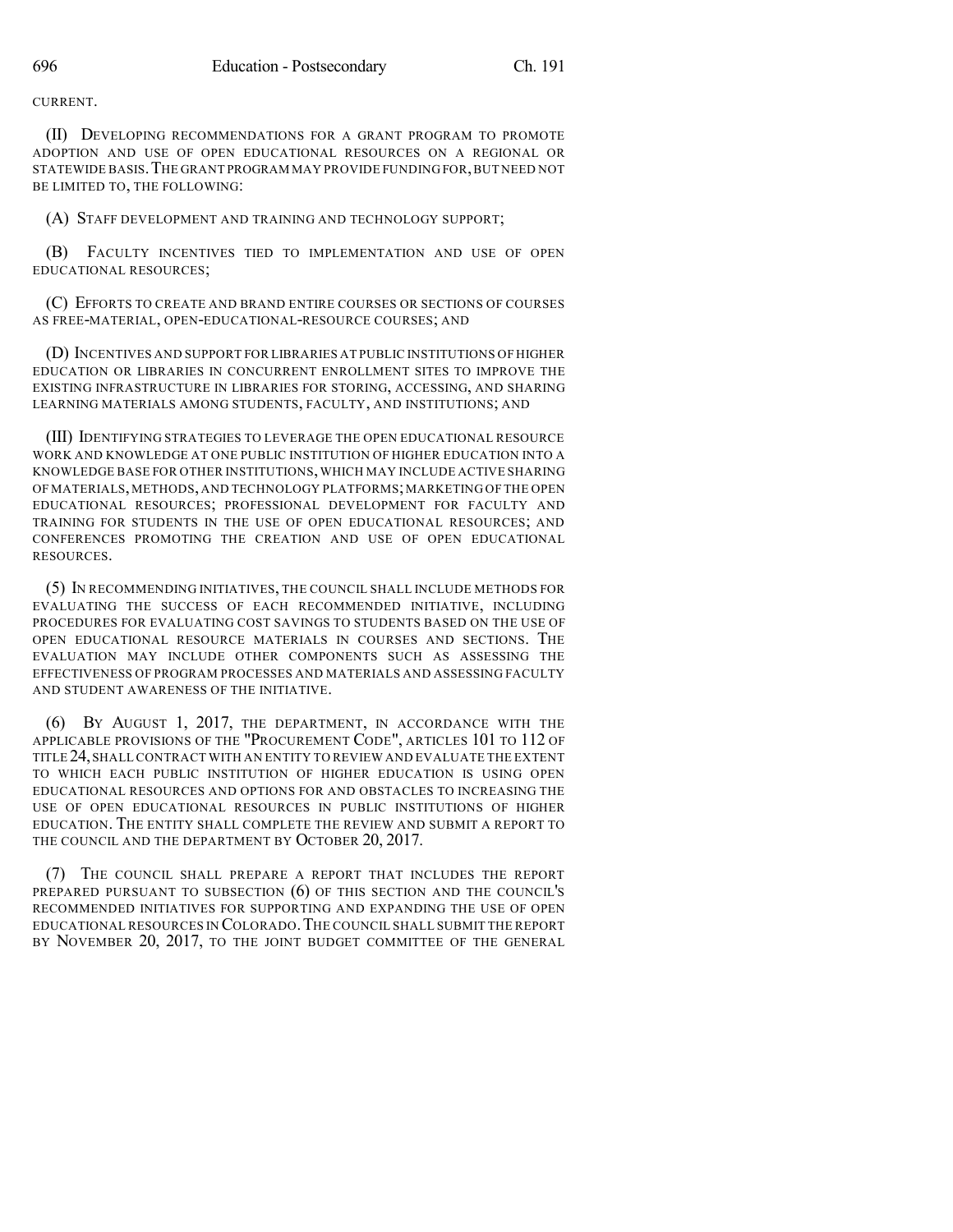CURRENT.

(II) DEVELOPING RECOMMENDATIONS FOR A GRANT PROGRAM TO PROMOTE ADOPTION AND USE OF OPEN EDUCATIONAL RESOURCES ON A REGIONAL OR STATEWIDE BASIS. THE GRANT PROGRAM MAY PROVIDE FUNDING FOR, BUT NEED NOT BE LIMITED TO, THE FOLLOWING:

(A) STAFF DEVELOPMENT AND TRAINING AND TECHNOLOGY SUPPORT;

(B) FACULTY INCENTIVES TIED TO IMPLEMENTATION AND USE OF OPEN EDUCATIONAL RESOURCES;

(C) EFFORTS TO CREATE AND BRAND ENTIRE COURSES OR SECTIONS OF COURSES AS FREE-MATERIAL, OPEN-EDUCATIONAL-RESOURCE COURSES; AND

(D) INCENTIVES AND SUPPORT FOR LIBRARIES AT PUBLIC INSTITUTIONS OF HIGHER EDUCATION OR LIBRARIES IN CONCURRENT ENROLLMENT SITES TO IMPROVE THE EXISTING INFRASTRUCTURE IN LIBRARIES FOR STORING, ACCESSING, AND SHARING LEARNING MATERIALS AMONG STUDENTS, FACULTY, AND INSTITUTIONS; AND

(III) IDENTIFYING STRATEGIES TO LEVERAGE THE OPEN EDUCATIONAL RESOURCE WORK AND KNOWLEDGE AT ONE PUBLIC INSTITUTION OF HIGHER EDUCATION INTO A KNOWLEDGE BASE FOR OTHER INSTITUTIONS, WHICH MAY INCLUDE ACTIVE SHARING OF MATERIALS, METHODS, AND TECHNOLOGY PLATFORMS; MARKETING OF THE OPEN EDUCATIONAL RESOURCES; PROFESSIONAL DEVELOPMENT FOR FACULTY AND TRAINING FOR STUDENTS IN THE USE OF OPEN EDUCATIONAL RESOURCES; AND CONFERENCES PROMOTING THE CREATION AND USE OF OPEN EDUCATIONAL RESOURCES.

(5) IN RECOMMENDING INITIATIVES, THE COUNCIL SHALL INCLUDE METHODS FOR EVALUATING THE SUCCESS OF EACH RECOMMENDED INITIATIVE, INCLUDING PROCEDURES FOR EVALUATING COST SAVINGS TO STUDENTS BASED ON THE USE OF OPEN EDUCATIONAL RESOURCE MATERIALS IN COURSES AND SECTIONS. THE EVALUATION MAY INCLUDE OTHER COMPONENTS SUCH AS ASSESSING THE EFFECTIVENESS OF PROGRAM PROCESSES AND MATERIALS AND ASSESSING FACULTY AND STUDENT AWARENESS OF THE INITIATIVE.

(6) BY AUGUST 1, 2017, THE DEPARTMENT, IN ACCORDANCE WITH THE APPLICABLE PROVISIONS OF THE "PROCUREMENT CODE", ARTICLES 101 TO 112 OF TITLE 24, SHALL CONTRACT WITH AN ENTITY TO REVIEW AND EVALUATE THE EXTENT TO WHICH EACH PUBLIC INSTITUTION OF HIGHER EDUCATION IS USING OPEN EDUCATIONAL RESOURCES AND OPTIONS FOR AND OBSTACLES TO INCREASING THE USE OF OPEN EDUCATIONAL RESOURCES IN PUBLIC INSTITUTIONS OF HIGHER EDUCATION. THE ENTITY SHALL COMPLETE THE REVIEW AND SUBMIT A REPORT TO THE COUNCIL AND THE DEPARTMENT BY OCTOBER 20, 2017.

(7) THE COUNCIL SHALL PREPARE A REPORT THAT INCLUDES THE REPORT PREPARED PURSUANT TO SUBSECTION (6) OF THIS SECTION AND THE COUNCIL'S RECOMMENDED INITIATIVES FOR SUPPORTING AND EXPANDING THE USE OF OPEN EDUCATIONAL RESOURCES IN COLORADO. THE COUNCIL SHALL SUBMIT THE REPORT BY NOVEMBER 20, 2017, TO THE JOINT BUDGET COMMITTEE OF THE GENERAL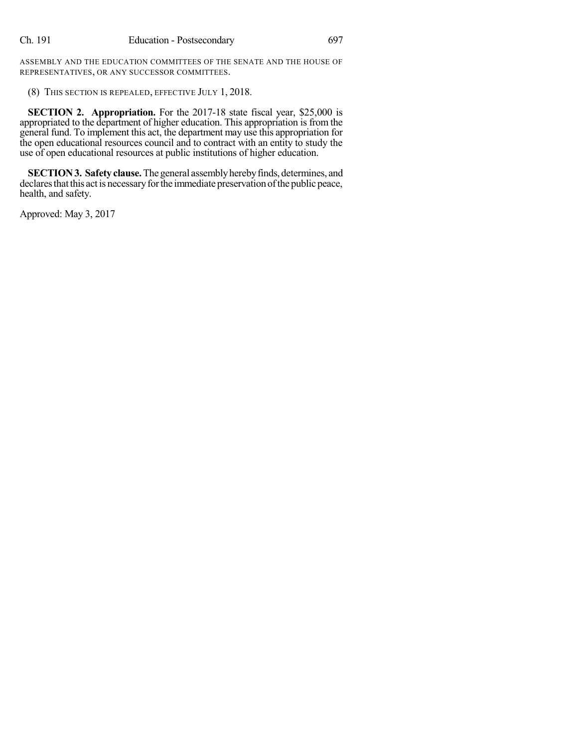ASSEMBLY AND THE EDUCATION COMMITTEES OF THE SENATE AND THE HOUSE OF REPRESENTATIVES, OR ANY SUCCESSOR COMMITTEES.

(8) THIS SECTION IS REPEALED, EFFECTIVE JULY 1, 2018.

**SECTION 2. Appropriation.** For the 2017-18 state fiscal year, $25,000 is appropriated to the department of higher education. This appropriation is from the general fund. To implement this act, the department may use this appropriation for the open educational resources council and to contract with an entity to study the use of open educational resources at public institutions of higher education.

**SECTION 3. Safety clause.** The general assembly hereby finds, determines, and declares that this act is necessary for the immediate preservation of the public peace, health, and safety.

Approved: May 3, 2017